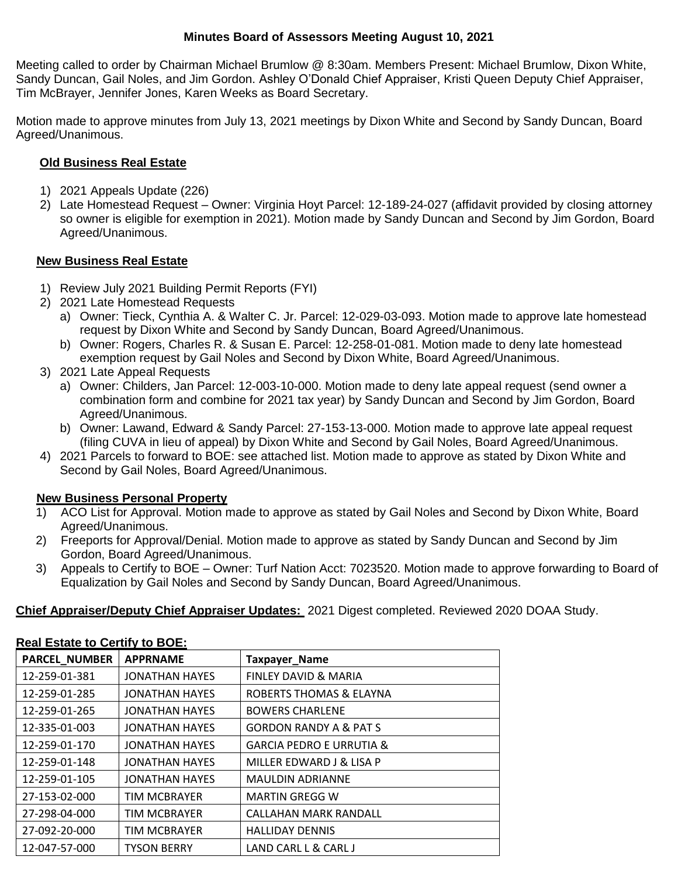# Minutes Board of Assessors Meeting August 10, 2021

Meeting called to order by Chairman Michael Brumlow @ 8:30am. Members Present: Michael Brumlow, Dixon White, Sandy Duncan, Gail Noles, and Jim Gordon. Ashley O'Donald Chief Appraiser, Kristi Queen Deputy Chief Appraiser, Tim McBrayer, Jennifer Jones, Karen Weeks as Board Secretary.

Motion made to approve minutes from July 13, 2021 meetings by Dixon White and Second by Sandy Duncan, Board Agreed/Unanimous.

## Old Business Real Estate

1) 2021 Appeals Update (226)
2) Late Homestead Request – Owner: Virginia Hoyt Parcel: 12-189-24-027 (affidavit provided by closing attorney so owner is eligible for exemption in 2021). Motion made by Sandy Duncan and Second by Jim Gordon, Board Agreed/Unanimous.

## New Business Real Estate

1) Review July 2021 Building Permit Reports (FYI)
2) 2021 Late Homestead Requests
   a) Owner: Tieck, Cynthia A. & Walter C. Jr. Parcel: 12-029-03-093. Motion made to approve late homestead request by Dixon White and Second by Sandy Duncan, Board Agreed/Unanimous.
   b) Owner: Rogers, Charles R. & Susan E. Parcel: 12-258-01-081. Motion made to deny late homestead exemption request by Gail Noles and Second by Dixon White, Board Agreed/Unanimous.
3) 2021 Late Appeal Requests
   a) Owner: Childers, Jan Parcel: 12-003-10-000. Motion made to deny late appeal request (send owner a combination form and combine for 2021 tax year) by Sandy Duncan and Second by Jim Gordon, Board Agreed/Unanimous.
   b) Owner: Lawand, Edward & Sandy Parcel: 27-153-13-000. Motion made to approve late appeal request (filing CUVA in lieu of appeal) by Dixon White and Second by Gail Noles, Board Agreed/Unanimous.
4) 2021 Parcels to forward to BOE: see attached list. Motion made to approve as stated by Dixon White and Second by Gail Noles, Board Agreed/Unanimous.

## New Business Personal Property

1) ACO List for Approval. Motion made to approve as stated by Gail Noles and Second by Dixon White, Board Agreed/Unanimous.
2) Freeports for Approval/Denial. Motion made to approve as stated by Sandy Duncan and Second by Jim Gordon, Board Agreed/Unanimous.
3) Appeals to Certify to BOE – Owner: Turf Nation Acct: 7023520. Motion made to approve forwarding to Board of Equalization by Gail Noles and Second by Sandy Duncan, Board Agreed/Unanimous.

**Chief Appraiser/Deputy Chief Appraiser Updates:** 2021 Digest completed. Reviewed 2020 DOAA Study.

**Real Estate to Certify to BOE:**

| PARCEL_NUMBER | APPRNAME | Taxpayer_Name |
|---|---|---|
| 12-259-01-381 | JONATHAN HAYES | FINLEY DAVID & MARIA |
| 12-259-01-285 | JONATHAN HAYES | ROBERTS THOMAS & ELAYNA |
| 12-259-01-265 | JONATHAN HAYES | BOWERS CHARLENE |
| 12-335-01-003 | JONATHAN HAYES | GORDON RANDY A & PAT S |
| 12-259-01-170 | JONATHAN HAYES | GARCIA PEDRO E URRUTIA & |
| 12-259-01-148 | JONATHAN HAYES | MILLER EDWARD J & LISA P |
| 12-259-01-105 | JONATHAN HAYES | MAULDIN ADRIANNE |
| 27-153-02-000 | TIM MCBRAYER | MARTIN GREGG W |
| 27-298-04-000 | TIM MCBRAYER | CALLAHAN MARK RANDALL |
| 27-092-20-000 | TIM MCBRAYER | HALLIDAY DENNIS |
| 12-047-57-000 | TYSON BERRY | LAND CARL L & CARL J |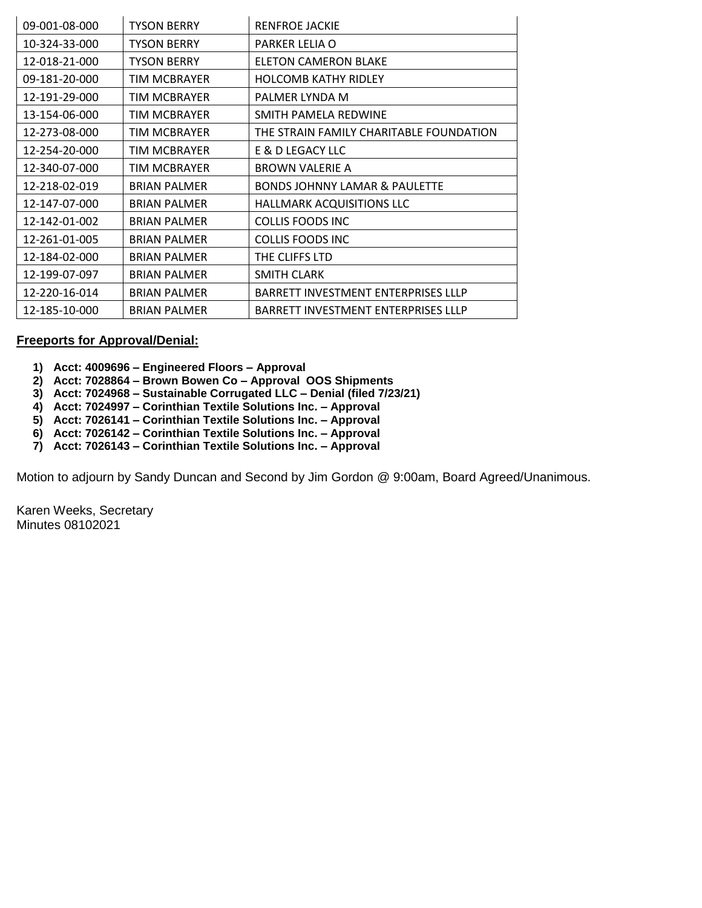| | | |
|---|---|---|
| 09-001-08-000 | TYSON BERRY | RENFROE JACKIE |
| 10-324-33-000 | TYSON BERRY | PARKER LELIA O |
| 12-018-21-000 | TYSON BERRY | ELETON CAMERON BLAKE |
| 09-181-20-000 | TIM MCBRAYER | HOLCOMB KATHY RIDLEY |
| 12-191-29-000 | TIM MCBRAYER | PALMER LYNDA M |
| 13-154-06-000 | TIM MCBRAYER | SMITH PAMELA REDWINE |
| 12-273-08-000 | TIM MCBRAYER | THE STRAIN FAMILY CHARITABLE FOUNDATION |
| 12-254-20-000 | TIM MCBRAYER | E & D LEGACY LLC |
| 12-340-07-000 | TIM MCBRAYER | BROWN VALERIE A |
| 12-218-02-019 | BRIAN PALMER | BONDS JOHNNY LAMAR & PAULETTE |
| 12-147-07-000 | BRIAN PALMER | HALLMARK ACQUISITIONS LLC |
| 12-142-01-002 | BRIAN PALMER | COLLIS FOODS INC |
| 12-261-01-005 | BRIAN PALMER | COLLIS FOODS INC |
| 12-184-02-000 | BRIAN PALMER | THE CLIFFS LTD |
| 12-199-07-097 | BRIAN PALMER | SMITH CLARK |
| 12-220-16-014 | BRIAN PALMER | BARRETT INVESTMENT ENTERPRISES LLLP |
| 12-185-10-000 | BRIAN PALMER | BARRETT INVESTMENT ENTERPRISES LLLP |

**Freeports for Approval/Denial:**

1) **Acct: 4009696 – Engineered Floors – Approval**
2) **Acct: 7028864 – Brown Bowen Co – Approval OOS Shipments**
3) **Acct: 7024968 – Sustainable Corrugated LLC – Denial (filed 7/23/21)**
4) **Acct: 7024997 – Corinthian Textile Solutions Inc. – Approval**
5) **Acct: 7026141 – Corinthian Textile Solutions Inc. – Approval**
6) **Acct: 7026142 – Corinthian Textile Solutions Inc. – Approval**
7) **Acct: 7026143 – Corinthian Textile Solutions Inc. – Approval**

Motion to adjourn by Sandy Duncan and Second by Jim Gordon @ 9:00am, Board Agreed/Unanimous.

Karen Weeks, Secretary
Minutes 08102021